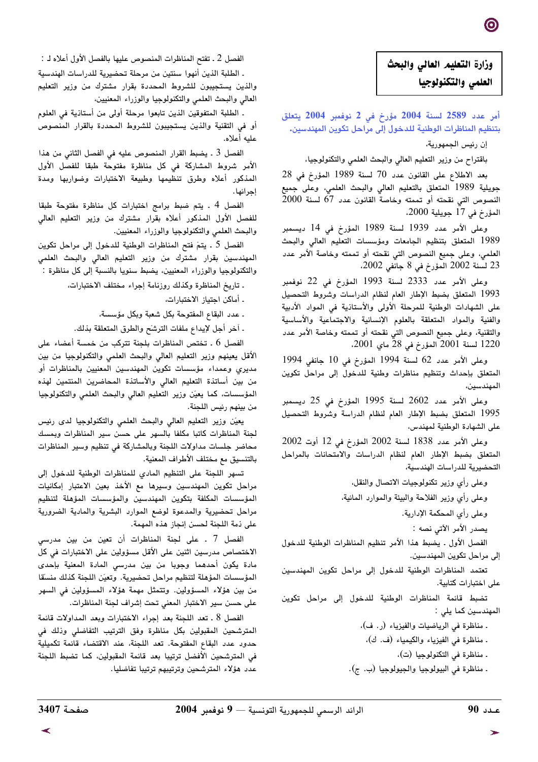# وزارة التعليم العالي والبحث العلمي والتكنولوجيا

**أمر عدد 2589 لسنة 2004 مؤرخ في 2 نوفمبر 2004 يتعلق بتنظيم المناظرات الوطنية للدخول إلى مراحل تكوين المهندسين.**

إن رئيس الجمهورية،

باقتراح من وزير التعليم العالي والبحث العلمي والتكنولوجيا،

بعد الاطلاع على القانون عدد 70 لسنة 1989 المؤرخ في 28 جويلية 1989 المتعلق بالتعليم العالي والبحث العلمي، وعلى جميع النصوص التي نقحته أو تممته وخاصة القانون عدد 67 لسنة 2000 المؤرخ في 17 جويلية 2000،

وعلى الأمر عدد 1939 لسنة 1989 المؤرخ في 14 ديسمبر 1989 المتعلق بتنظيم الجامعات ومؤسسات التعليم العالي والبحث العلمي، وعلى جميع النصوص التي نقحته أو تممته وخاصة الأمر عدد 23 لسنة 2002 المؤرخ في 8 جانفي 2002،

وعلى الأمر عدد 2333 لسنة 1993 المؤرخ في 22 نوفمبر 1993 المتعلق بضبط الإطار العام لنظام الدراسات وشروط التحصيل على الشهادات الوطنية للمرحلة الأولى والأستاذية في المواد الأدبية والفنية والمواد المتعلقة بالعلوم الإنسانية والاجتماعية والأساسية والتقنية، وعلى جميع النصوص التي نقحته أو تممته وخاصة الأمر عدد 1220 لسنة 2001 المؤرخ في 28 ماي 2001،

وعلى الأمر عدد 62 لسنة 1994 المؤرخ في 10 جانفي 1994 المتعلق بإحداث وتنظيم مناظرات وطنية للدخول إلى مراحل تكوين المهندسين،

وعلى الأمر عدد 2602 لسنة 1995 المؤرخ في 25 ديسمبر 1995 المتعلق بضبط الإطار العام لنظام الدراسة وشروط التحصيل على الشهادة الوطنية لمهندس،

وعلى الأمر عدد 1838 لسنة 2002 المؤرخ في 12 أوت 2002 المتعلق بضبط الإطار العام لنظام الدراسات والامتحانات بالمراحل التحضيرية للدراسات الهندسية،

وعلى رأي وزير تكنولوجيات الاتصال والنقل،

وعلى رأي وزير الفلاحة والبيئة والموارد المائية،

وعلى رأي المحكمة الإدارية.

يصدر الأمر الآتي نصه :

الفصل الأول ـ يضبط هذا الأمر تنظيم المناظرات الوطنية للدخول إلى مراحل تكوين المهندسين.

تعتمد المناظرات الوطنية للدخول إلى مراحل تكوين المهندسين على اختبارات كتابية.

تضبط قائمة المناظرات الوطنية للدخول إلى مراحل تكوين المهندسين كما يلي :

- مناظرة في الرياضيات والفيزياء (ر. ف)،
- مناظرة في الفيزياء والكيمياء (ف. ك)،
- مناظرة في التكنولوجيا (ت)،
- مناظرة في البيولوجيا والجيولوجيا (ب. ج).

الفصل 2 ـ تفتح المناظرات المنصوص عليها بالفصل الأول أعلاه لـ :

- الطلبة الذين أنهوا سنتين من مرحلة تحضيرية للدراسات الهندسية والذين يستجيبون للشروط المحددة بقرار مشترك من وزير التعليم العالي والبحث العلمي والتكنولوجيا والوزراء المعنيين،
- الطلبة المتفوقين الذين تابعوا مرحلة أولى من أستاذية في العلوم أو في التقنية والذين يستجيبون للشروط المحددة بالقرار المنصوص عليه أعلاه.

الفصل 3 ـ يضبط القرار المنصوص عليه في الفصل الثاني من هذا الأمر شروط المشاركة في كل مناظرة مفتوحة طبقا للفصل الأول المذكور أعلاه وطرق تنظيمها وطبيعة الاختبارات وضواربها ومدة إجرائها.

الفصل 4 ـ يتم ضبط برامج اختبارات كل مناظرة مفتوحة طبقا للفصل الأول المذكور أعلاه بقرار مشترك من وزير التعليم العالي والبحث العلمي والتكنولوجيا والوزراء المعنيين.

الفصل 5 ـ يتمّ فتح المناظرات الوطنية للدخول إلى مراحل تكوين المهندسين بقرار مشترك من وزير التعليم العالي والبحث العلمي والتكنولوجيا والوزراء المعنيين، يضبط سنويا بالنسبة إلى كل مناظرة :

- تاريخ المناظرة وكذلك روزنامة إجراء مختلف الاختبارات،
- أماكن اجتياز الاختبارات،
- عدد البقاع المفتوحة بكل شعبة وبكل مؤسسة،
- آخر أجل لإيداع ملفات الترشّح والطرق المتعلقة بذلك.

الفصل 6 ـ تختص المناظرات بلجنة تتركب من خمسة أعضاء على الأقل يعينهم وزير التعليم العالي والبحث العلمي والتكنولوجيا من بين مديري وعمداء مؤسسات تكوين المهندسين المعنيين بالمناظرات أو من بين أساتذة التعليم العالي والأساتذة المحاضرين المنتمين لهذه المؤسسات، كما يعيّن وزير التعليم العالي والبحث العلمي والتكنولوجيا من بينهم رئيس اللجنة.

يعيّن وزير التعليم العالي والبحث العلمي والتكنولوجيا لدى رئيس لجنة المناظرات كاتبا مكلفا بالسهر على حسن سير المناظرات وبمسك محاضر جلسات مداولات اللجنة وبالمشاركة في تنظيم وسير المناظرات بالتنسيق مع مختلف الأطراف المعنية.

تسهر اللجنة على التنظيم المادي للمناظرات الوطنية للدخول إلى مراحل تكوين المهندسين وسيرها مع الأخذ بعين الاعتبار إمكانيات المؤسسات المكلفة بتكوين المهندسين والمؤسسات المؤهلة لتنظيم مراحل تحضيرية والمدعوة لوضع الموارد البشرية والمادية الضرورية على ذمة اللجنة لحسن إنجاز هذه المهمة.

الفصل 7 ـ على لجنة المناظرات أن تعين من بين مدرسي الاختصاص مدرسين اثنين على الأقل مسؤولين على الاختبارات في كل مادة يكون أحدهما وجوبا من بين مدرسي المادة المعنية بإحدى المؤسسات المؤهلة لتنظيم مراحل تحضيرية. وتعيّن اللجنة كذلك منسقا من بين هؤلاء المسؤولين. وتتمثل مهمة هؤلاء المسؤولين في السهر على حسن سير الاختبار المعني تحت إشراف لجنة المناظرات.

الفصل 8 ـ تعد اللجنة بعد إجراء الاختبارات وبعد المداولات قائمة المترشحين المقبولين بكل مناظرة وفق الترتيب التفاضلي وذلك في حدود عدد البقاع المفتوحة. تعد اللجنة، عند الاقتضاء قائمة تكميلية في المترشحين الأفضل ترتيبا بعد قائمة المقبولين، كما تضبط اللجنة عدد هؤلاء المترشحين وترتيبهم ترتيبا تفاضليا.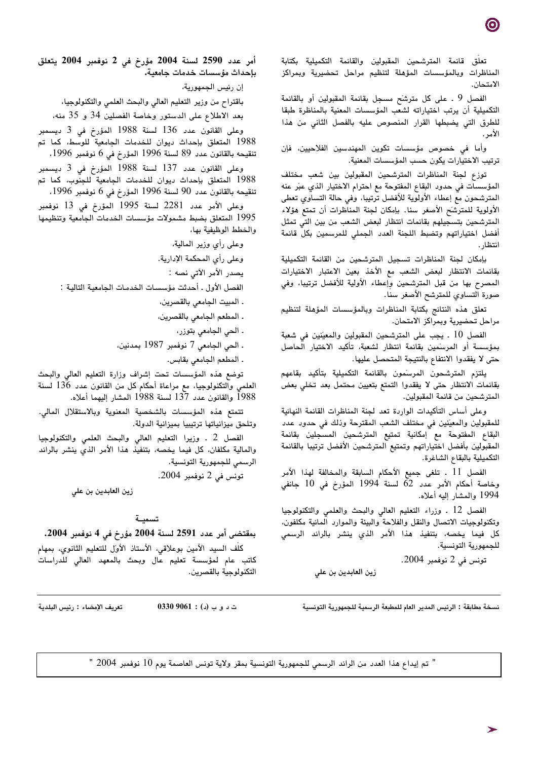تعلّق قائمة المترشحين المقبولين والقائمة التكميلية بكتابة المناظرات وبالمؤسسات المؤهلة لتنظيم مراحل تحضيرية وبمراكز الامتحان.

الفصل 9 ـ على كل مترشح مسجل بقائمة المقبولين أو بالقائمة التكميلية أن يرتب اختياراته لشعب المؤسسات المعنية بالمناظرة طبقا للطرق التي يضبطها القرار المنصوص عليه بالفصل الثاني من هذا الأمر.

وأما في خصوص مؤسسات تكوين المهندسين الفلاحيين، فإن ترتيب الاختيارات يكون حسب المؤسسات المعنية.

توزع لجنة المناظرات المترشحين المقبولين بين شعب مختلف المؤسسات في حدود البقاع المفتوحة مع احترام الاختيار الذي عبّر عنه المترشحون مع إعطاء الأولوية للأفضل ترتيبا، وفي حالة التساوي تعطى الأولوية للمترشح الأصغر سنا. بإمكان لجنة المناظرات أن تمتع هؤلاء المترشحين بتسجيلهم بقائمات انتظار لبعض الشعب من بين التي تمثل أفضل اختياراتهم وتضبط اللجنة العدد الجملي للمرسمين بكل قائمة انتظار.

بإمكان لجنة المناظرات تسجيل المترشحين من القائمة التكميلية بقائمات الانتظار لبعض الشعب مع الأخذ بعين الاعتبار الاختيارات المصرح بها من قبل المترشحين وإعطاء الأولوية للأفضل ترتيبا، وفي صورة التساوي للمترشح الأصغر سنا.

تعلق هذه النتائج بكتابة المناظرات وبالمؤسسات المؤهلة لتنظيم مراحل تحضيرية وبمراكز الامتحان.

الفصل 10 ـ يجب على المترشحين المقبولين والمعيّنين في شعبة بمؤسسة أو المرسّمين بقائمة انتظار لشعبة، تأكيد الاختيار الحاصل حتى لا يفقدوا الانتفاع بالنتيجة المتحصل عليها.

يلتزم المترشحون المرسّمون بالقائمة التكميلية بتأكيد بقاءهم بقائمات الانتظار حتى لا يفقدوا التمتع بتعيين محتمل بعد تخلي بعض المترشحين من قائمة المقبولين.

وعلى أساس التأكيدات الواردة تعد لجنة المناظرات القائمة النهائية للمقبولين والمعيّنين في مختلف الشعب المقترحة وذلك في حدود عدد البقاع المفتوحة مع إمكانية تمتيع المترشحين المسجلين بقائمة المقبولين بأفضل اختياراتهم وتمتيع المترشحين الأفضل ترتيبا بالقائمة التكميلية بالبقاع الشاغرة.

الفصل 11 ـ تلغى جميع الأحكام السابقة والمخالفة لهذا الأمر وخاصة أحكام الأمر عدد 62 لسنة 1994 المؤرخ في 10 جانفي 1994 والمشار إليه أعلاه.

الفصل 12 ـ وزراء التعليم العالي والبحث والعلمي والتكنولوجيا وتكنولوجيات الاتصال والنقل والفلاحة والبيئة والموارد المائية مكلفون، كل فيما يخصه، بتنفيذ هذا الأمر الذي ينشر بالرائد الرسمي للجمهورية التونسية.

تونس في 2 نوفمبر 2004.

**زين العابدين بن علي**

**أمر عدد 2590 لسنة 2004 مؤرخ في 2 نوفمبر 2004 يتعلق بإحداث مؤسسات خدمات جامعية.**

إن رئيس الجمهورية،

باقتراح من وزير التعليم العالي والبحث العلمي والتكنولوجيا،

بعد الاطلاع على الدستور وخاصة الفصلين 34 و 35 منه،

وعلى القانون عدد 136 لسنة 1988 المؤرخ في 3 ديسمبر 1988 المتعلق بإحداث ديوان للخدمات الجامعية للوسط، كما تم تنقيحه بالقانون عدد 89 لسنة 1996 المؤرخ في 6 نوفمبر 1996،

وعلى القانون عدد 137 لسنة 1988 المؤرخ في 3 ديسمبر 1988 المتعلق بإحداث ديوان للخدمات الجامعية للجنوب، كما تم تنقيحه بالقانون عدد 90 لسنة 1996 المؤرخ في 6 نوفمبر 1996،

وعلى الأمر عدد 2281 لسنة 1995 المؤرخ في 13 نوفمبر 1995 المتعلق بضبط مشمولات مؤسسات الخدمات الجامعية وتنظيمها والخطط الوظيفية بها،

وعلى رأي وزير المالية،

وعلى رأي المحكمة الإدارية.

يصدر الأمر الآتي نصه :

الفصل الأول ـ أحدثت مؤسسات الخدمات الجامعية التالية :

- المبيت الجامعي بالقصرين،
- المطعم الجامعي بالقصرين،
- الحي الجامعي بتوزر،
- الحي الجامعي 7 نوفمبر 1987 بمدنين،
- المطعم الجامعي بقابس.

توضع هذه المؤسسات تحت إشراف وزارة التعليم العالي والبحث العلمي والتكنولوجيا، مع مراعاة أحكام كل من القانون عدد 136 لسنة 1988 والقانون عدد 137 لسنة 1988 المشار إليهما أعلاه.

تتمتع هذه المؤسسات بالشخصية المعنوية وبالاستقلال المالي. وتلحق ميزانياتها ترتيبيا بميزانية الدولة.

الفصل 2 ـ وزيرا التعليم العالي والبحث العلمي والتكنولوجيا والمالية مكلفان، كل فيما يخصه، بتنفيذ هذا الأمر الذي ينشر بالرائد الرسمي للجمهورية التونسية.

تونس في 2 نوفمبر 2004.

**زين العابدين بن علي**

## تسمية

**بمقتضى أمر عدد 2591 لسنة 2004 مؤرخ في 4 نوفمبر 2004.**

كلّف السيد الأمين بوعلاقي، الأستاذ الأوّل للتعليم الثانوي، بمهام كاتب عام لمؤسسة تعليم عال وبحث بالمعهد العالي للدراسات التكنولوجية بالقصرين.

**نسخة مطابقة : الرئيس المدير العام للمطبعة الرسمية للجمهورية التونسية** ت د و ب (د) : 9061 0330 **تعريف الإمضاء : رئيس البلدية**

" تم إيداع هذا العدد من الرائد الرسمي للجمهورية التونسية بمقر ولاية تونس العاصمة يوم 10 نوفمبر 2004 "